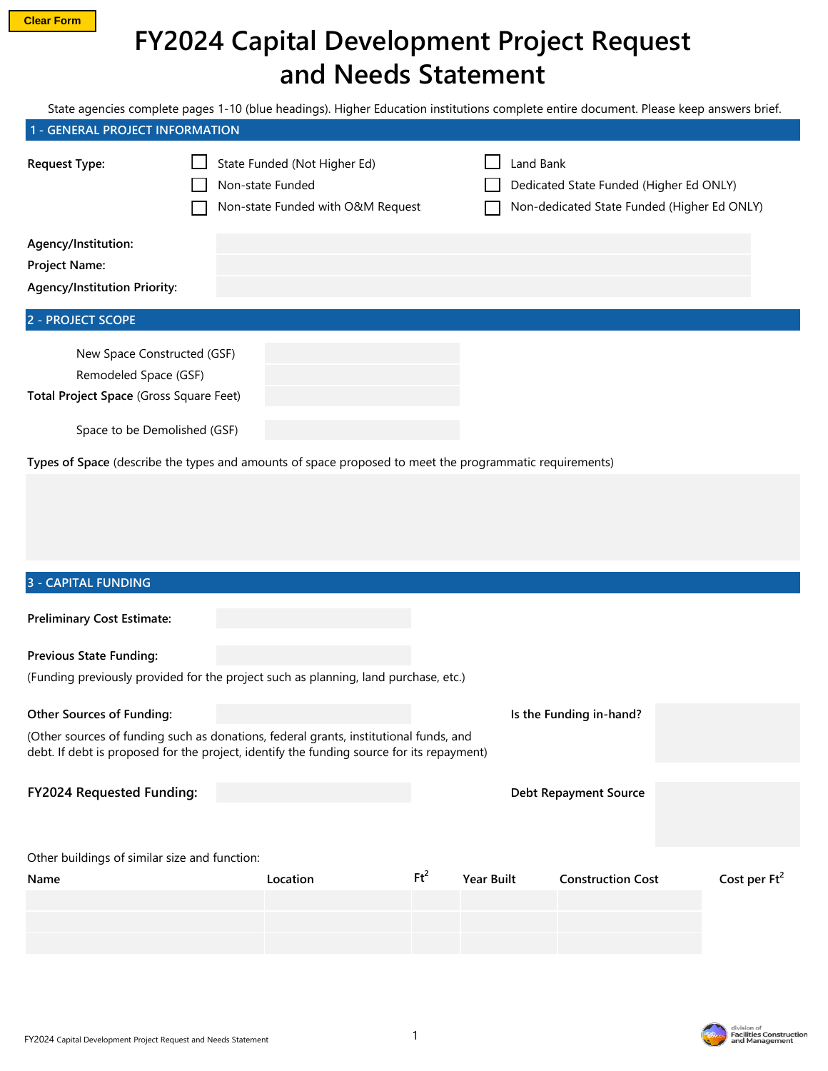Clear Form

# FY2024 Capital Development Project Request and Needs Statement

State agencies complete pages 1-10 (blue headings). Higher Education institutions complete entire document. Please keep answers brief.

## 1 - GENERAL PROJECT INFORMATION

**Request Type:**

- ☐ State Funded (Not Higher Ed)
- ☐ Non-state Funded
- ☐ Non-state Funded with O&M Request
- ☐ Land Bank
- ☐ Dedicated State Funded (Higher Ed ONLY)
- ☐ Non-dedicated State Funded (Higher Ed ONLY)

**Agency/Institution:**

**Project Name:**

**Agency/Institution Priority:**

## 2 - PROJECT SCOPE

New Space Constructed (GSF)

Remodeled Space (GSF)

**Total Project Space** (Gross Square Feet)

Space to be Demolished (GSF)

**Types of Space** (describe the types and amounts of space proposed to meet the programmatic requirements)

## 3 - CAPITAL FUNDING

**Preliminary Cost Estimate:**

**Previous State Funding:**

(Funding previously provided for the project such as planning, land purchase, etc.)

**Other Sources of Funding:**

(Other sources of funding such as donations, federal grants, institutional funds, and debt. If debt is proposed for the project, identify the funding source for its repayment)

**Is the Funding in-hand?**

**FY2024 Requested Funding:**

**Debt Repayment Source**

Other buildings of similar size and function:

| Name | Location | $Ft^2$ | Year Built | Construction Cost | Cost per $Ft^2$ |
|---|---|---|---|---|---|
| | | | | | |
| | | | | | |
| | | | | | |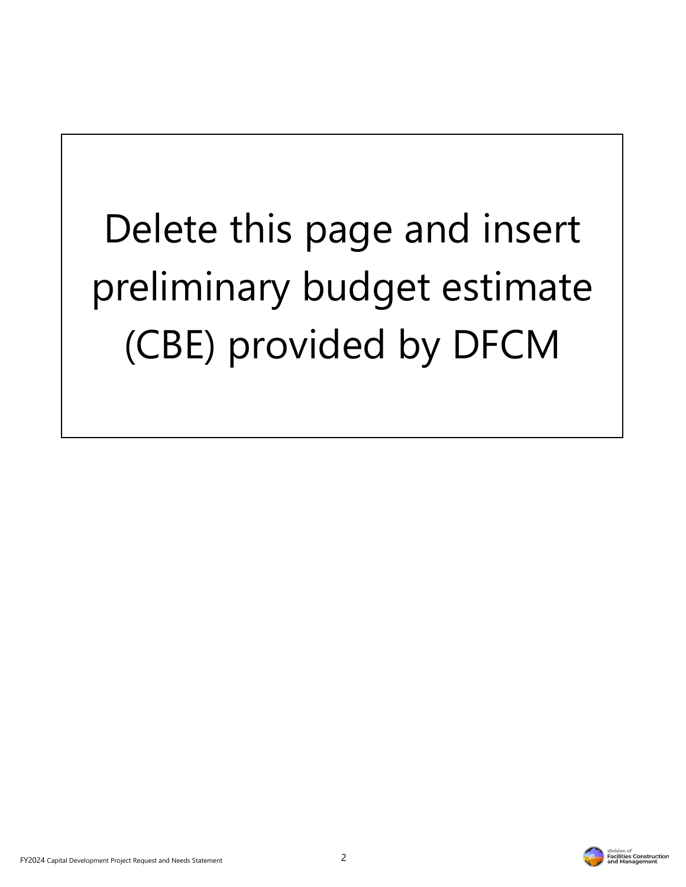Delete this page and insert preliminary budget estimate (CBE) provided by DFCM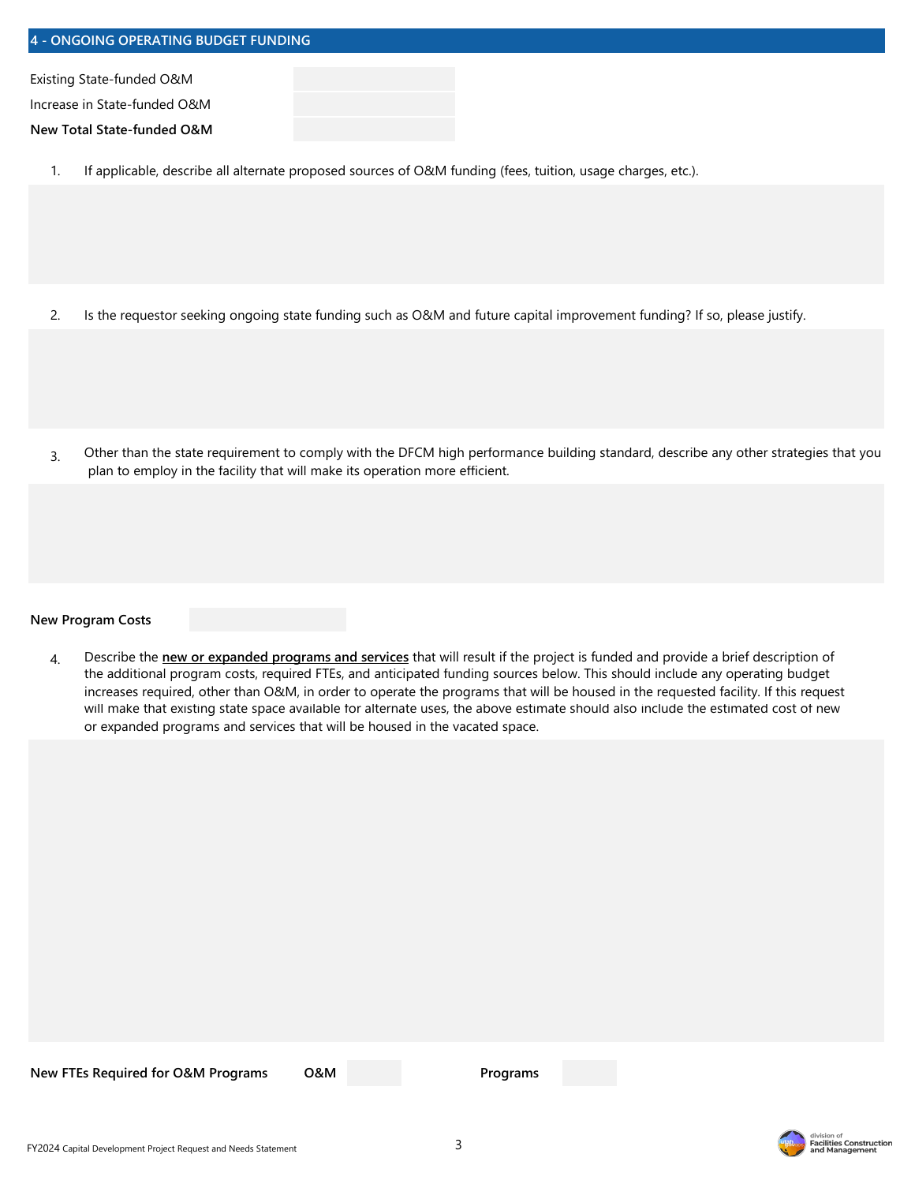## 4 - ONGOING OPERATING BUDGET FUNDING

| | |
|---|---|
| Existing State-funded O&M | |
| Increase in State-funded O&M | |
| **New Total State-funded O&M** | |

1. If applicable, describe all alternate proposed sources of O&M funding (fees, tuition, usage charges, etc.).

2. Is the requestor seeking ongoing state funding such as O&M and future capital improvement funding? If so, please justify.

3. Other than the state requirement to comply with the DFCM high performance building standard, describe any other strategies that you plan to employ in the facility that will make its operation more efficient.

**New Program Costs**

4. Describe the **new or expanded programs and services** that will result if the project is funded and provide a brief description of the additional program costs, required FTEs, and anticipated funding sources below. This should include any operating budget increases required, other than O&M, in order to operate the programs that will be housed in the requested facility. If this request will make that existing state space available for alternate uses, the above estimate should also include the estimated cost of new or expanded programs and services that will be housed in the vacated space.

**New FTEs Required for O&M Programs** **O&M** **Programs**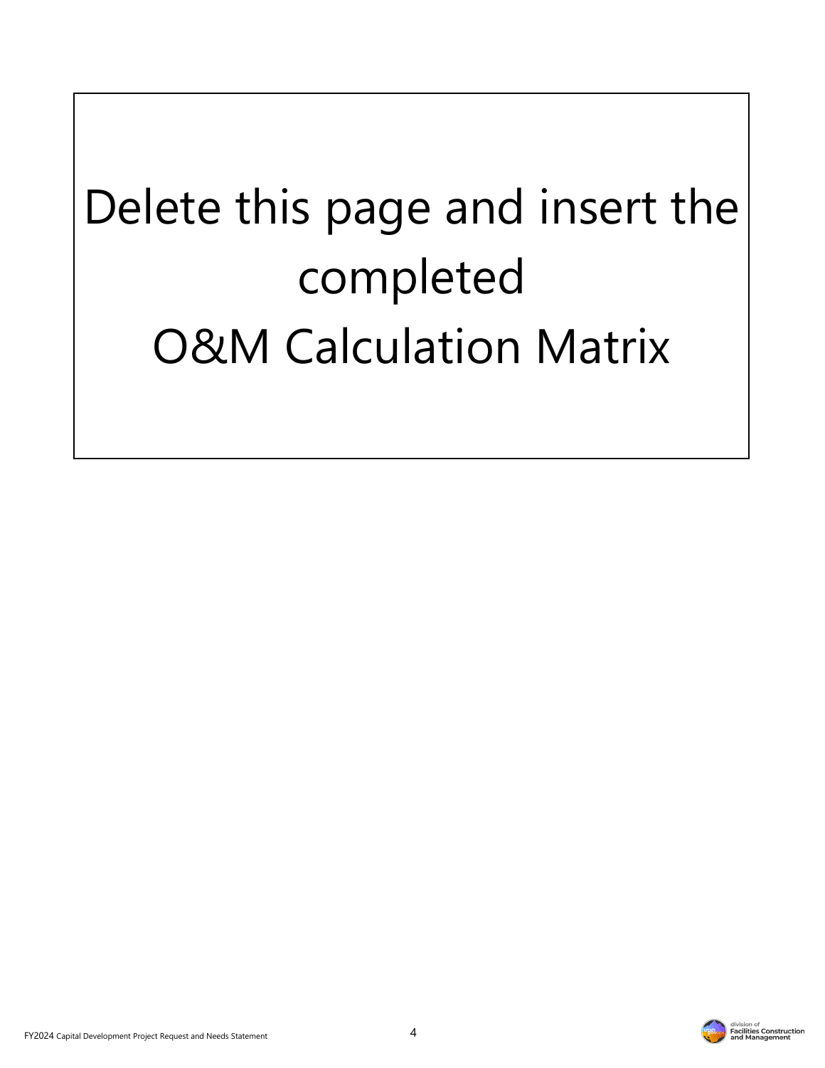Delete this page and insert the completed
O&M Calculation Matrix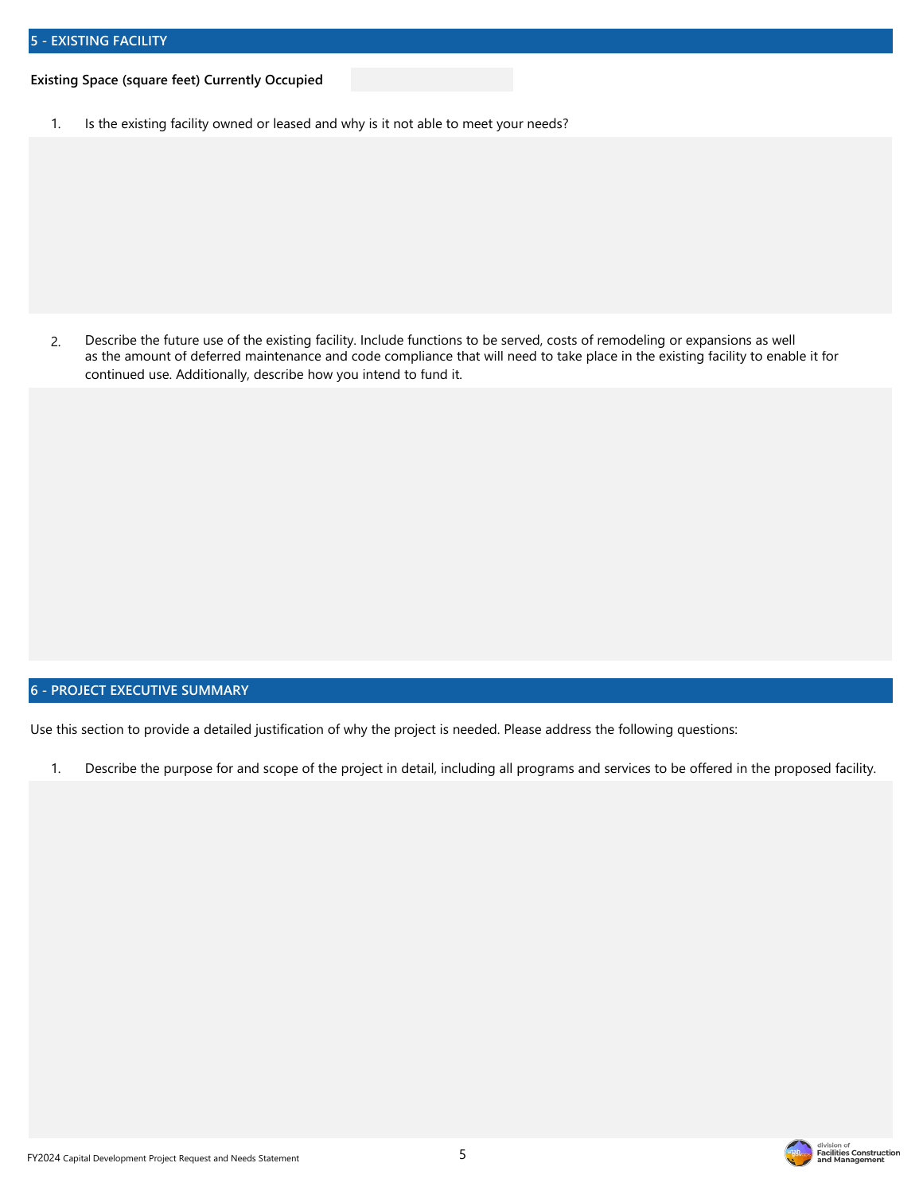## 5 - EXISTING FACILITY

**Existing Space (square feet) Currently Occupied**

1. Is the existing facility owned or leased and why is it not able to meet your needs?

2. Describe the future use of the existing facility. Include functions to be served, costs of remodeling or expansions as well as the amount of deferred maintenance and code compliance that will need to take place in the existing facility to enable it for continued use. Additionally, describe how you intend to fund it.

## 6 - PROJECT EXECUTIVE SUMMARY

Use this section to provide a detailed justification of why the project is needed. Please address the following questions:

1. Describe the purpose for and scope of the project in detail, including all programs and services to be offered in the proposed facility.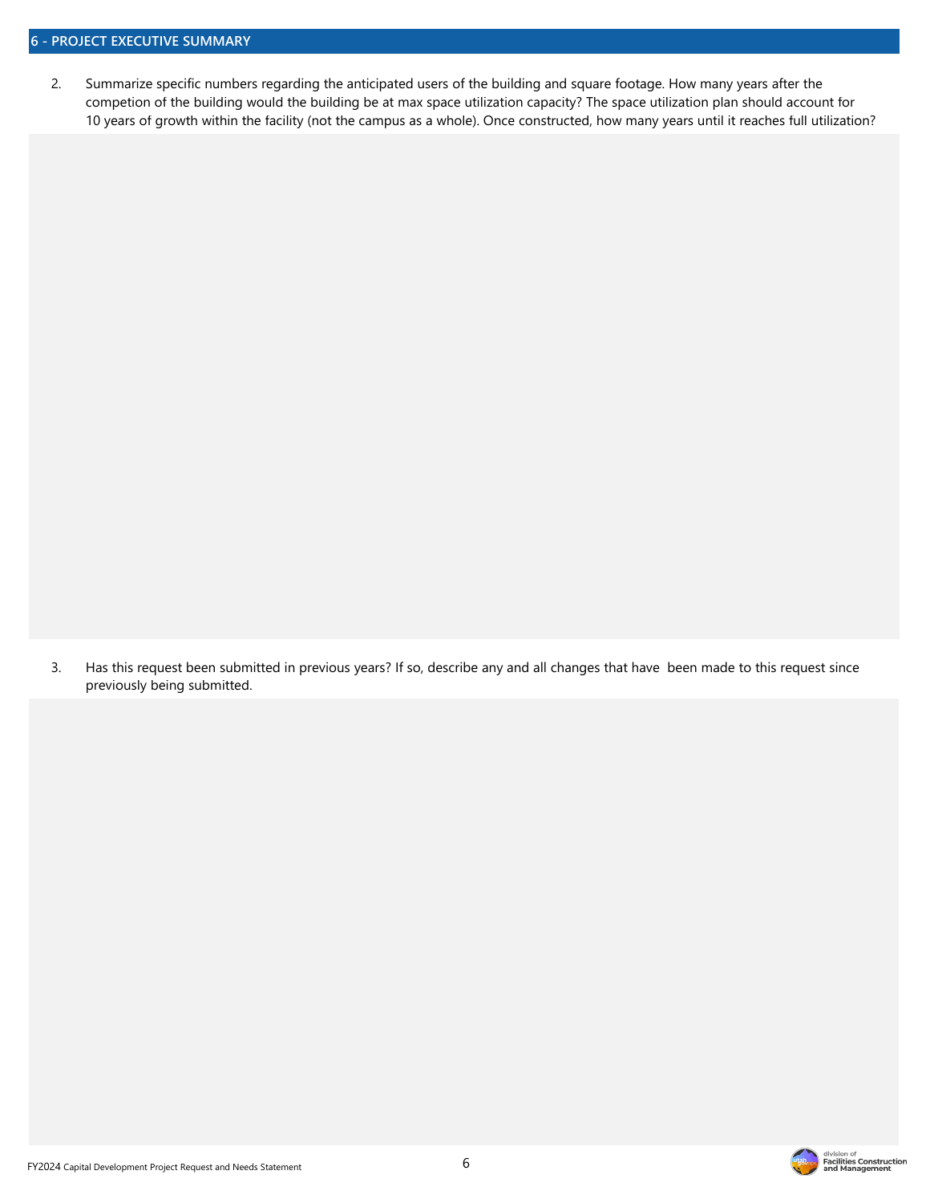## 6 - PROJECT EXECUTIVE SUMMARY

2. Summarize specific numbers regarding the anticipated users of the building and square footage. How many years after the competion of the building would the building be at max space utilization capacity? The space utilization plan should account for 10 years of growth within the facility (not the campus as a whole). Once constructed, how many years until it reaches full utilization?

3. Has this request been submitted in previous years? If so, describe any and all changes that have been made to this request since previously being submitted.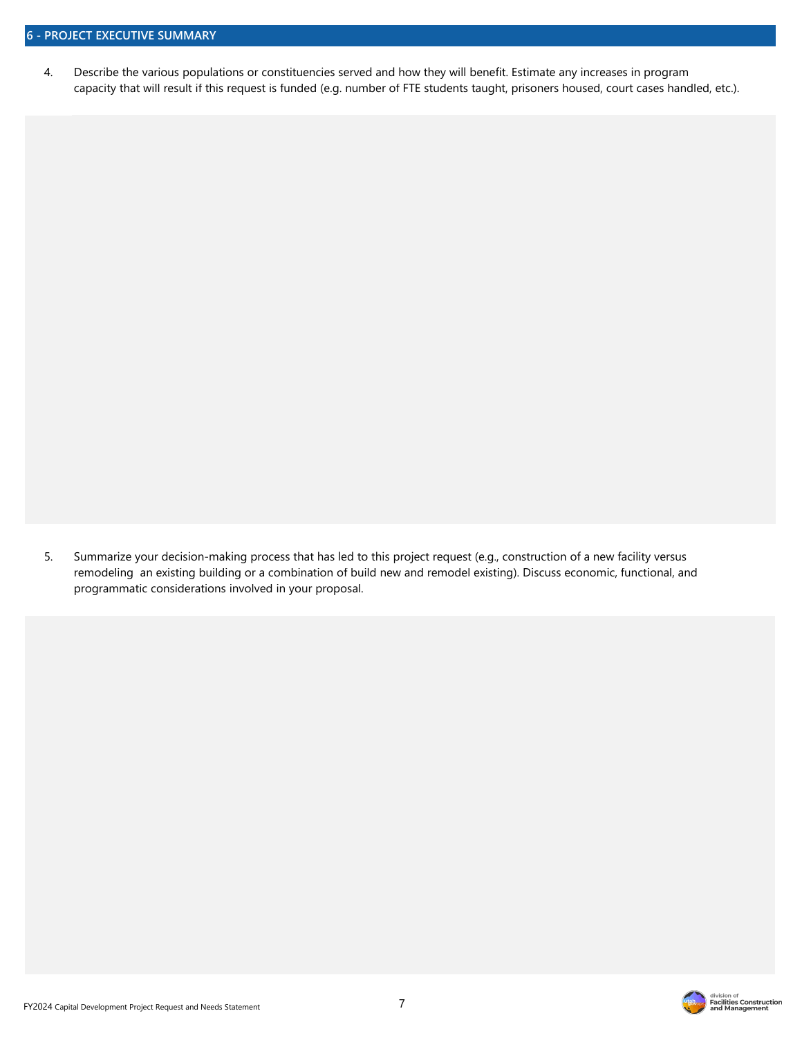## 6 - PROJECT EXECUTIVE SUMMARY

4. Describe the various populations or constituencies served and how they will benefit. Estimate any increases in program capacity that will result if this request is funded (e.g. number of FTE students taught, prisoners housed, court cases handled, etc.).

5. Summarize your decision-making process that has led to this project request (e.g., construction of a new facility versus remodeling an existing building or a combination of build new and remodel existing). Discuss economic, functional, and programmatic considerations involved in your proposal.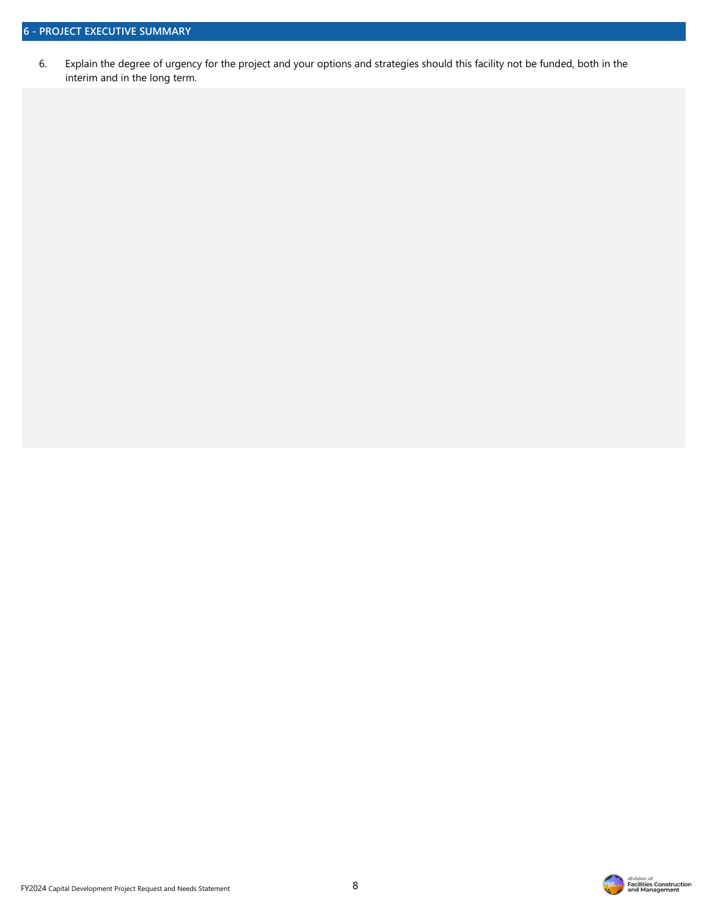## 6 - PROJECT EXECUTIVE SUMMARY

6. Explain the degree of urgency for the project and your options and strategies should this facility not be funded, both in the interim and in the long term.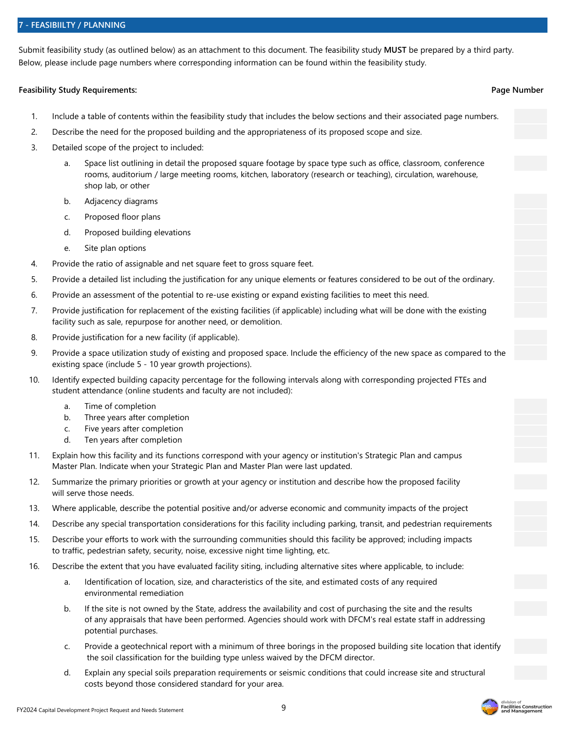## 7 - FEASIBIILTY / PLANNING

Submit feasibility study (as outlined below) as an attachment to this document. The feasibility study **MUST** be prepared by a third party. Below, please include page numbers where corresponding information can be found within the feasibility study.

**Feasibility Study Requirements:** **Page Number**

1. Include a table of contents within the feasibility study that includes the below sections and their associated page numbers.
2. Describe the need for the proposed building and the appropriateness of its proposed scope and size.
3. Detailed scope of the project to included:
   a. Space list outlining in detail the proposed square footage by space type such as office, classroom, conference rooms, auditorium / large meeting rooms, kitchen, laboratory (research or teaching), circulation, warehouse, shop lab, or other
   b. Adjacency diagrams
   c. Proposed floor plans
   d. Proposed building elevations
   e. Site plan options
4. Provide the ratio of assignable and net square feet to gross square feet.
5. Provide a detailed list including the justification for any unique elements or features considered to be out of the ordinary.
6. Provide an assessment of the potential to re-use existing or expand existing facilities to meet this need.
7. Provide justification for replacement of the existing facilities (if applicable) including what will be done with the existing facility such as sale, repurpose for another need, or demolition.
8. Provide justification for a new facility (if applicable).
9. Provide a space utilization study of existing and proposed space. Include the efficiency of the new space as compared to the existing space (include 5 - 10 year growth projections).
10. Identify expected building capacity percentage for the following intervals along with corresponding projected FTEs and student attendance (online students and faculty are not included):
    a. Time of completion
    b. Three years after completion
    c. Five years after completion
    d. Ten years after completion
11. Explain how this facility and its functions correspond with your agency or institution's Strategic Plan and campus Master Plan. Indicate when your Strategic Plan and Master Plan were last updated.
12. Summarize the primary priorities or growth at your agency or institution and describe how the proposed facility will serve those needs.
13. Where applicable, describe the potential positive and/or adverse economic and community impacts of the project
14. Describe any special transportation considerations for this facility including parking, transit, and pedestrian requirements
15. Describe your efforts to work with the surrounding communities should this facility be approved; including impacts to traffic, pedestrian safety, security, noise, excessive night time lighting, etc.
16. Describe the extent that you have evaluated facility siting, including alternative sites where applicable, to include:
    a. Identification of location, size, and characteristics of the site, and estimated costs of any required environmental remediation
    b. If the site is not owned by the State, address the availability and cost of purchasing the site and the results of any appraisals that have been performed. Agencies should work with DFCM's real estate staff in addressing potential purchases.
    c. Provide a geotechnical report with a minimum of three borings in the proposed building site location that identify the soil classification for the building type unless waived by the DFCM director.
    d. Explain any special soils preparation requirements or seismic conditions that could increase site and structural costs beyond those considered standard for your area.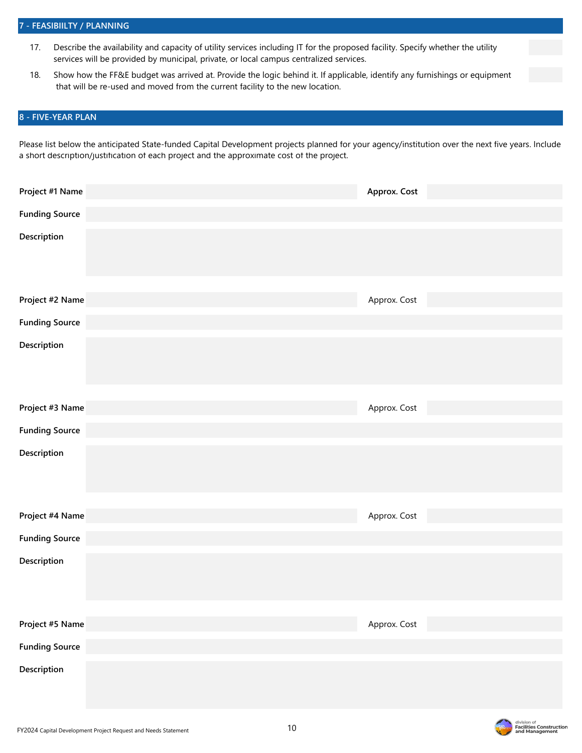## 7 - FEASIBIILTY / PLANNING

17. Describe the availability and capacity of utility services including IT for the proposed facility. Specify whether the utility services will be provided by municipal, private, or local campus centralized services.

18. Show how the FF&E budget was arrived at. Provide the logic behind it. If applicable, identify any furnishings or equipment that will be re-used and moved from the current facility to the new location.

## 8 - FIVE-YEAR PLAN

Please list below the anticipated State-funded Capital Development projects planned for your agency/institution over the next five years. Include a short description/justification of each project and the approximate cost of the project.

**Project #1 Name** | **Approx. Cost**

**Funding Source**

**Description**

**Project #2 Name** | Approx. Cost

**Funding Source**

**Description**

**Project #3 Name** | Approx. Cost

**Funding Source**

**Description**

**Project #4 Name** | Approx. Cost

**Funding Source**

**Description**

**Project #5 Name** | Approx. Cost

**Funding Source**

**Description**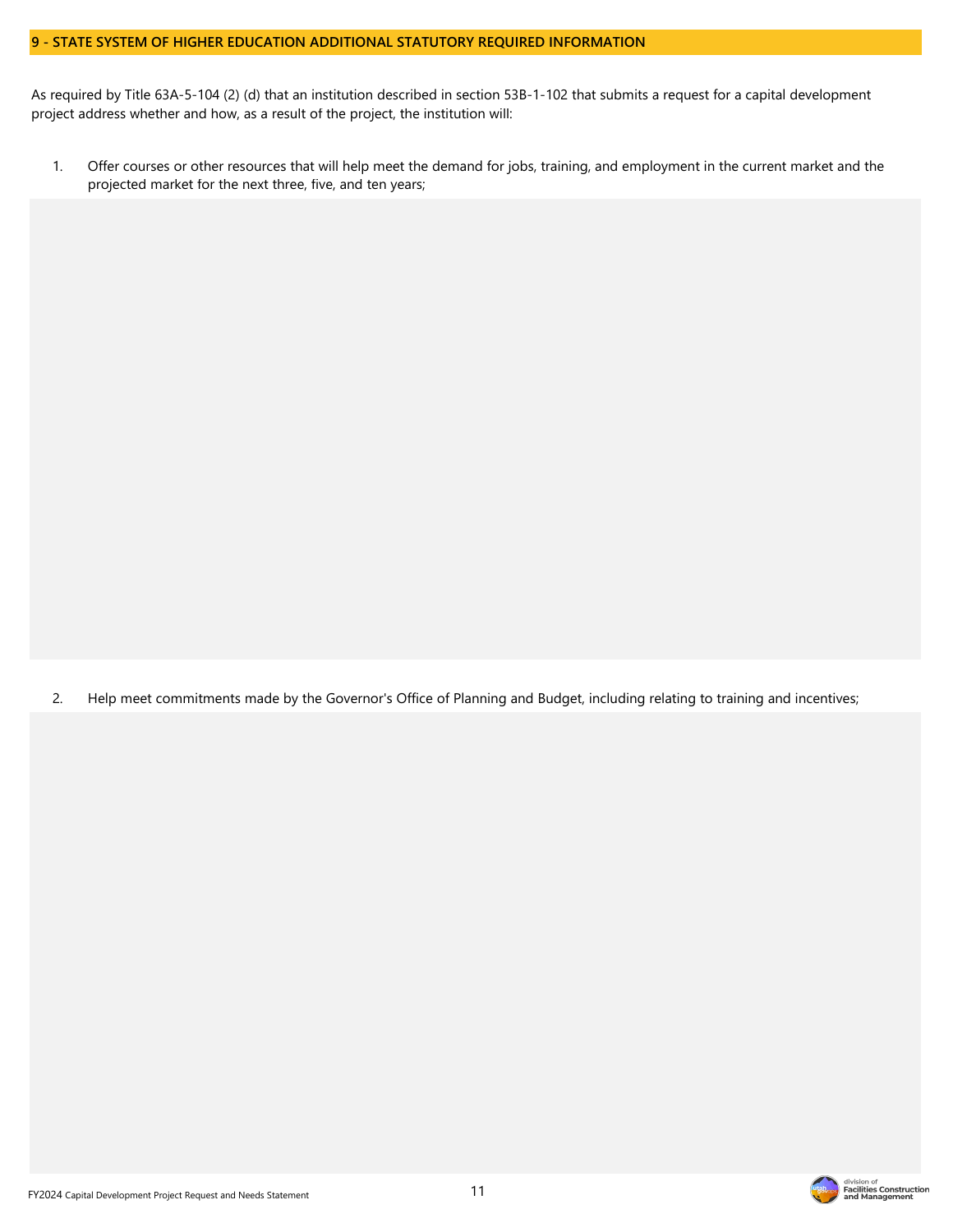## 9 - STATE SYSTEM OF HIGHER EDUCATION ADDITIONAL STATUTORY REQUIRED INFORMATION

As required by Title 63A-5-104 (2) (d) that an institution described in section 53B-1-102 that submits a request for a capital development project address whether and how, as a result of the project, the institution will:

1. Offer courses or other resources that will help meet the demand for jobs, training, and employment in the current market and the projected market for the next three, five, and ten years;

2. Help meet commitments made by the Governor's Office of Planning and Budget, including relating to training and incentives;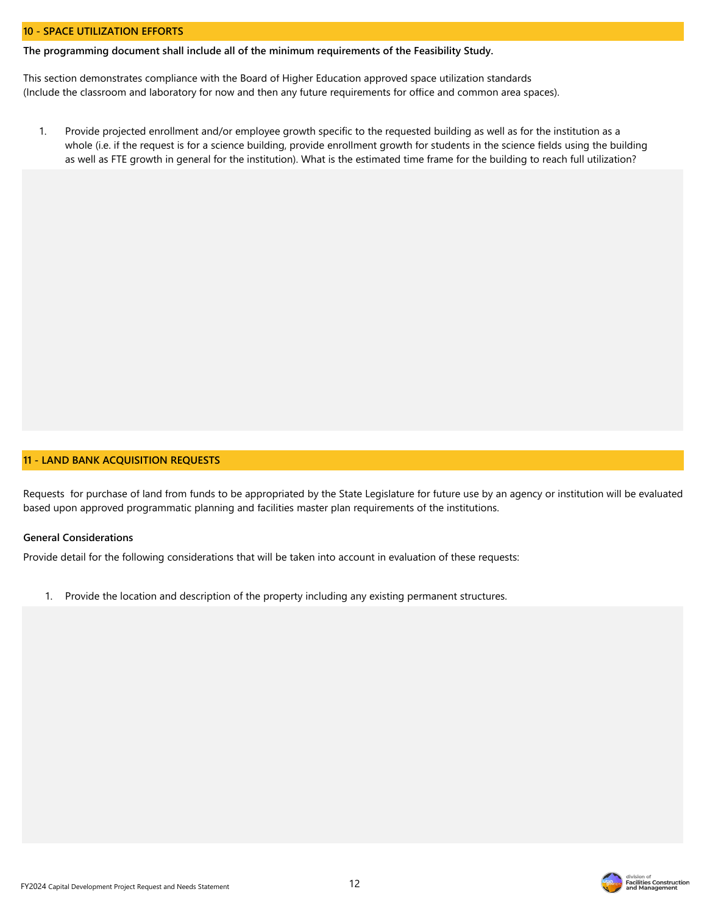## 10 - SPACE UTILIZATION EFFORTS

**The programming document shall include all of the minimum requirements of the Feasibility Study.**

This section demonstrates compliance with the Board of Higher Education approved space utilization standards (Include the classroom and laboratory for now and then any future requirements for office and common area spaces).

1. Provide projected enrollment and/or employee growth specific to the requested building as well as for the institution as a whole (i.e. if the request is for a science building, provide enrollment growth for students in the science fields using the building as well as FTE growth in general for the institution). What is the estimated time frame for the building to reach full utilization?

## 11 - LAND BANK ACQUISITION REQUESTS

Requests for purchase of land from funds to be appropriated by the State Legislature for future use by an agency or institution will be evaluated based upon approved programmatic planning and facilities master plan requirements of the institutions.

**General Considerations**

Provide detail for the following considerations that will be taken into account in evaluation of these requests:

1. Provide the location and description of the property including any existing permanent structures.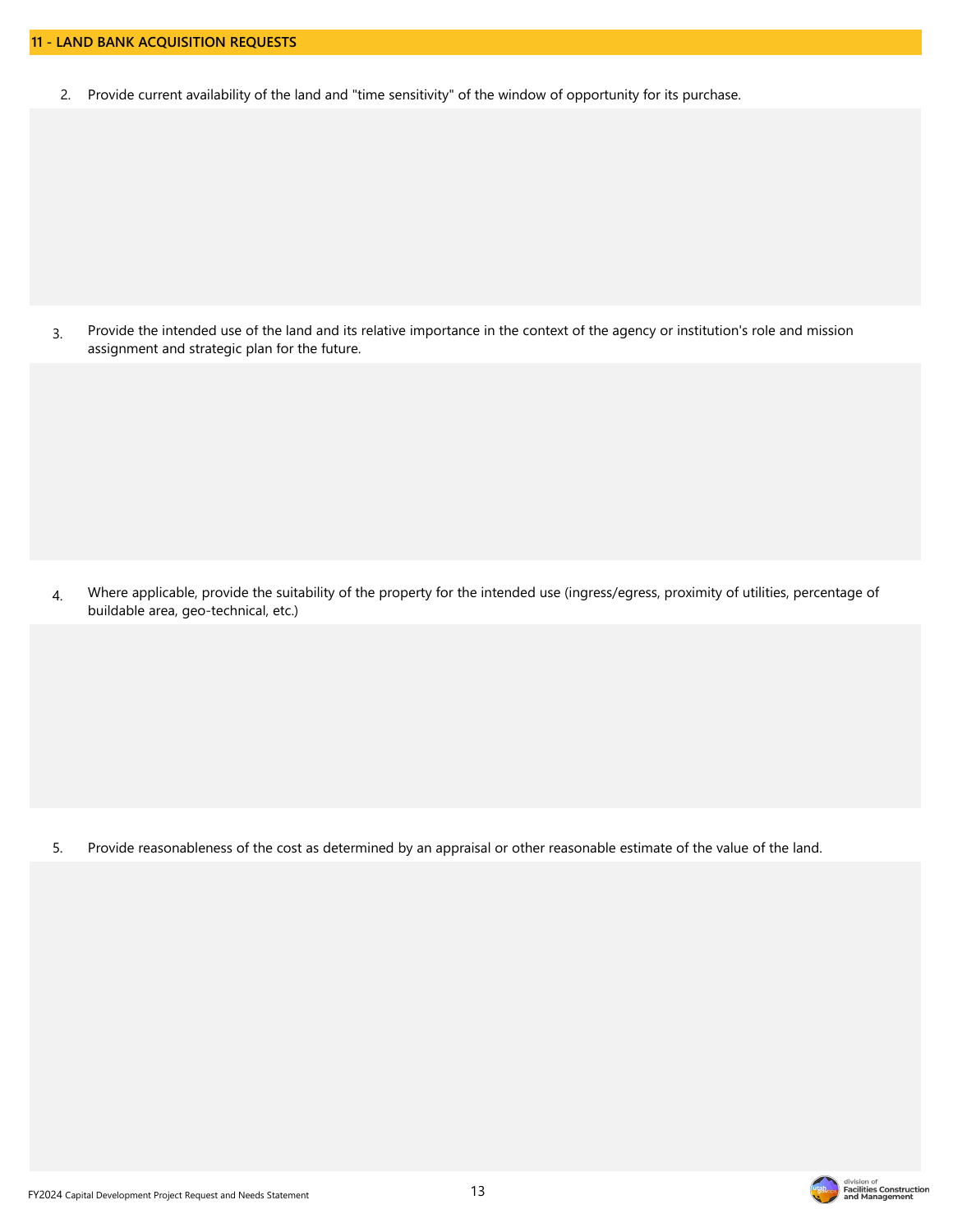## 11 - LAND BANK ACQUISITION REQUESTS

2. Provide current availability of the land and "time sensitivity" of the window of opportunity for its purchase.

3. Provide the intended use of the land and its relative importance in the context of the agency or institution's role and mission assignment and strategic plan for the future.

4. Where applicable, provide the suitability of the property for the intended use (ingress/egress, proximity of utilities, percentage of buildable area, geo-technical, etc.)

5. Provide reasonableness of the cost as determined by an appraisal or other reasonable estimate of the value of the land.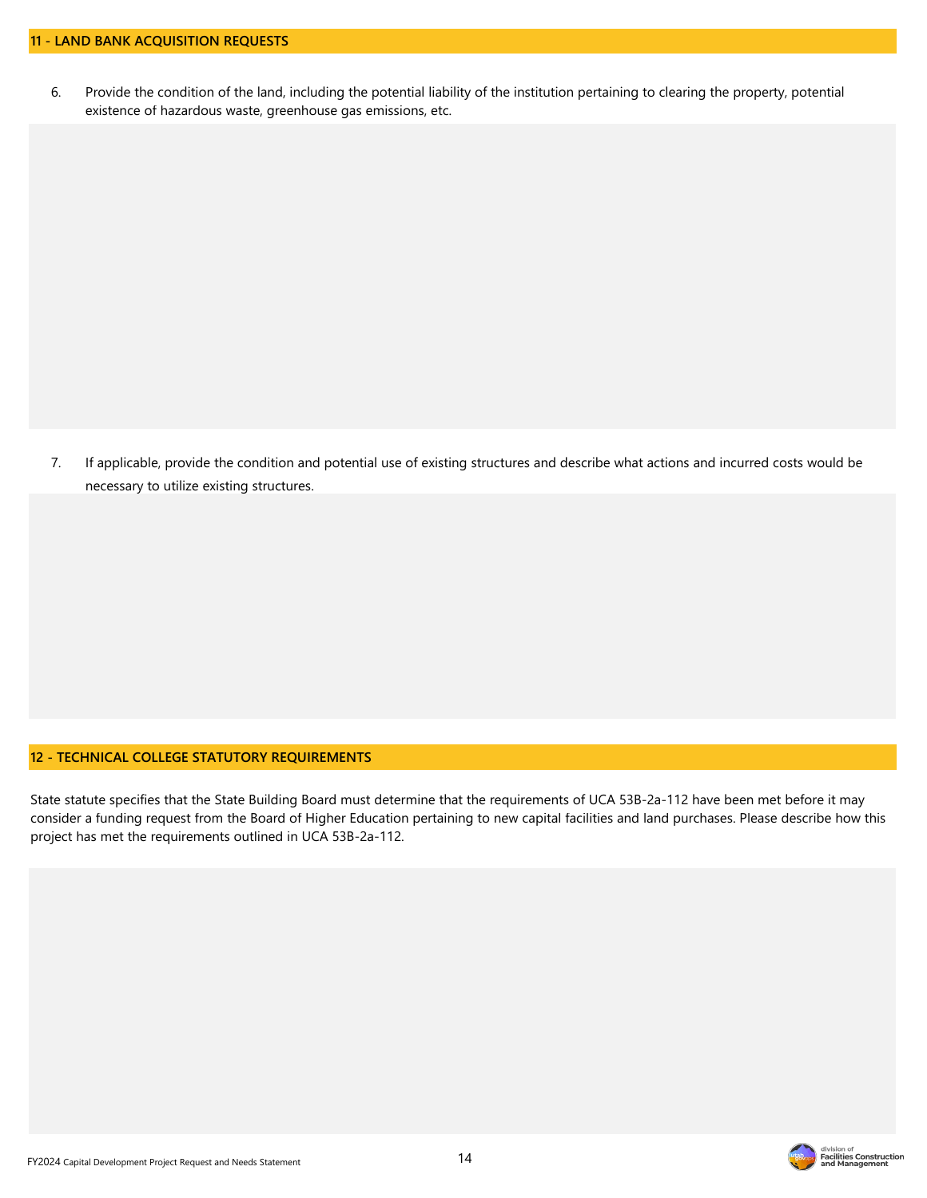## 11 - LAND BANK ACQUISITION REQUESTS

6. Provide the condition of the land, including the potential liability of the institution pertaining to clearing the property, potential existence of hazardous waste, greenhouse gas emissions, etc.

7. If applicable, provide the condition and potential use of existing structures and describe what actions and incurred costs would be necessary to utilize existing structures.

## 12 - TECHNICAL COLLEGE STATUTORY REQUIREMENTS

State statute specifies that the State Building Board must determine that the requirements of UCA 53B-2a-112 have been met before it may consider a funding request from the Board of Higher Education pertaining to new capital facilities and land purchases. Please describe how this project has met the requirements outlined in UCA 53B-2a-112.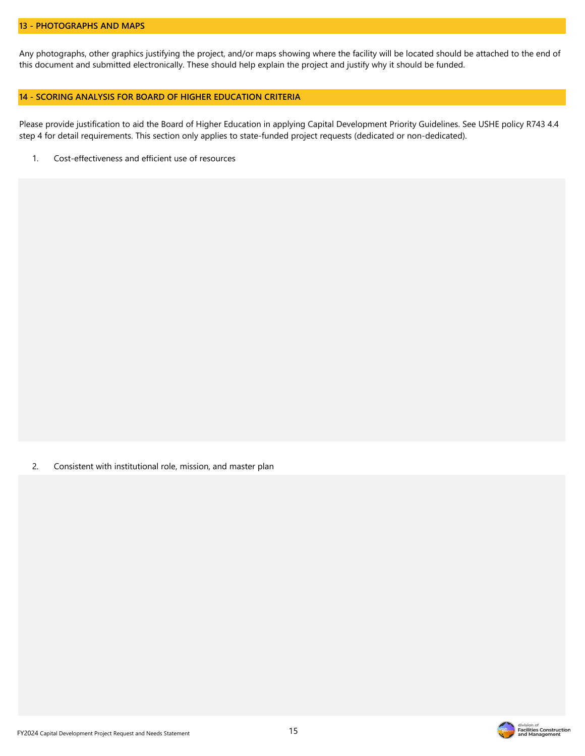## 13 - PHOTOGRAPHS AND MAPS

Any photographs, other graphics justifying the project, and/or maps showing where the facility will be located should be attached to the end of this document and submitted electronically. These should help explain the project and justify why it should be funded.

## 14 - SCORING ANALYSIS FOR BOARD OF HIGHER EDUCATION CRITERIA

Please provide justification to aid the Board of Higher Education in applying Capital Development Priority Guidelines. See USHE policy R743 4.4 step 4 for detail requirements. This section only applies to state-funded project requests (dedicated or non-dedicated).

1. Cost-effectiveness and efficient use of resources

2. Consistent with institutional role, mission, and master plan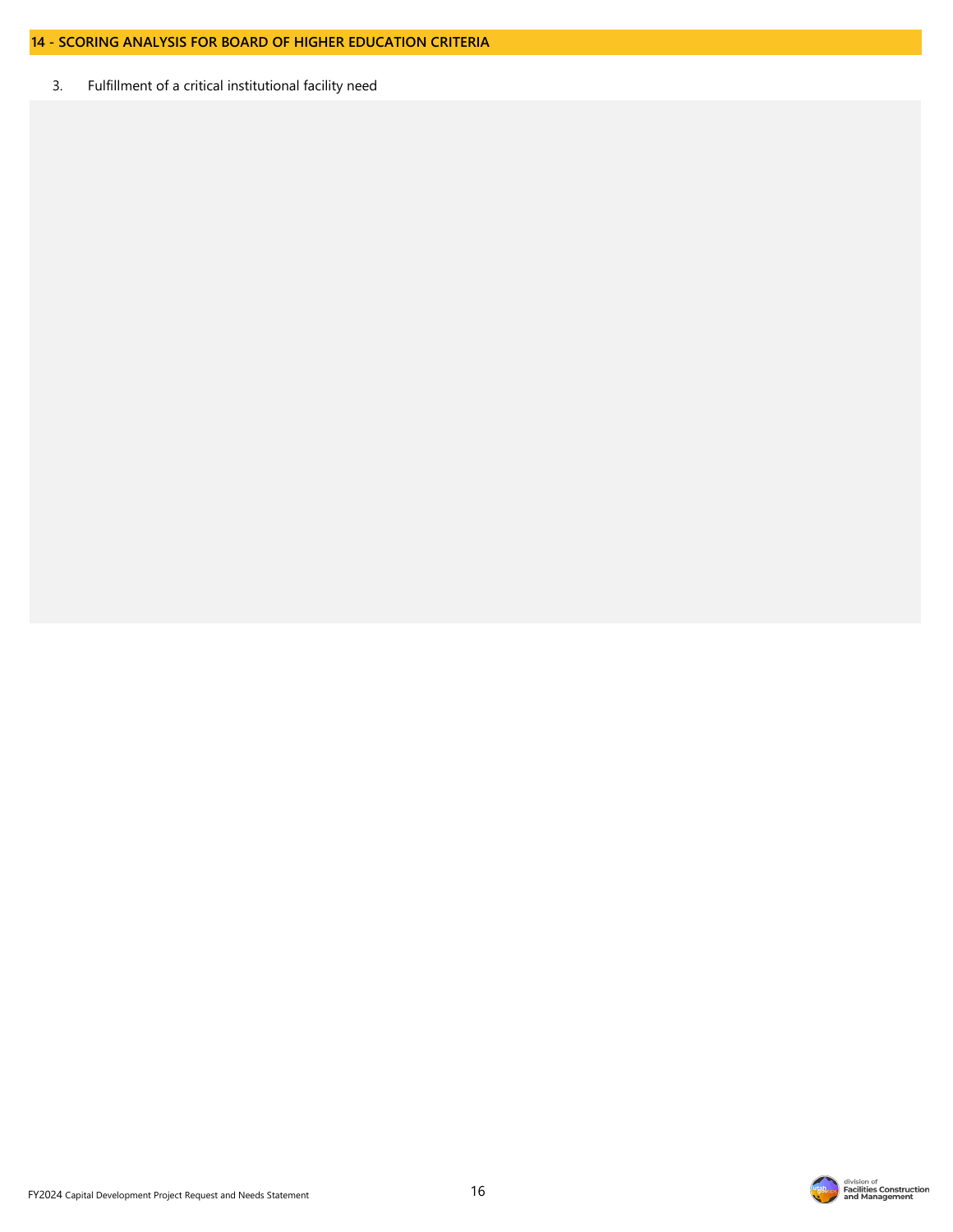## 14 - SCORING ANALYSIS FOR BOARD OF HIGHER EDUCATION CRITERIA

3. Fulfillment of a critical institutional facility need